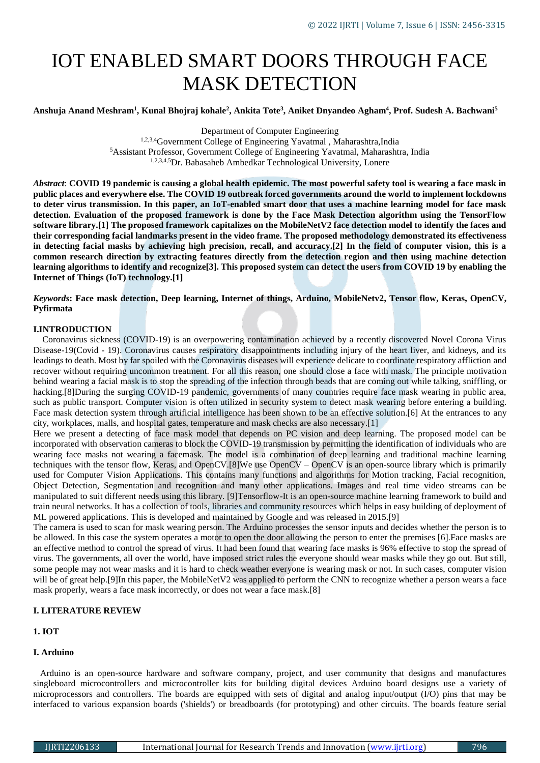# IOT ENABLED SMART DOORS THROUGH FACE MASK DETECTION

**Anshuja Anand Meshram[1], Kunal Bhojraj kohale[2], Ankita Tote[3], Aniket Dnyandeo Agham[4], Prof. Sudesh A. Bachwani[5]**

Department of Computer Engineering
[1,2,3,4]Government College of Engineering Yavatmal , Maharashtra,India
[5]Assistant Professor, Government College of Engineering Yavatmal, Maharashtra, India
[1,2,3,4,5]Dr. Babasaheb Ambedkar Technological University, Lonere

*Abstract*: **COVID 19 pandemic is causing a global health epidemic. The most powerful safety tool is wearing a face mask in public places and everywhere else. The COVID 19 outbreak forced governments around the world to implement lockdowns to deter virus transmission. In this paper, an IoT-enabled smart door that uses a machine learning model for face mask detection. Evaluation of the proposed framework is done by the Face Mask Detection algorithm using the TensorFlow software library.[1] The proposed framework capitalizes on the MobileNetV2 face detection model to identify the faces and their corresponding facial landmarks present in the video frame. The proposed methodology demonstrated its effectiveness in detecting facial masks by achieving high precision, recall, and accuracy.[2] In the field of computer vision, this is a common research direction by extracting features directly from the detection region and then using machine detection learning algorithms to identify and recognize[3]. This proposed system can detect the users from COVID 19 by enabling the Internet of Things (IoT) technology.[1]**

*Keywords*: **Face mask detection, Deep learning, Internet of things, Arduino, MobileNetv2, Tensor flow, Keras, OpenCV, Pyfirmata**

## I.INTRODUCTION

Coronavirus sickness (COVID-19) is an overpowering contamination achieved by a recently discovered Novel Corona Virus Disease-19(Covid - 19). Coronavirus causes respiratory disappointments including injury of the heart liver, and kidneys, and its leadings to death. Most by far spoiled with the Coronavirus diseases will experience delicate to coordinate respiratory affliction and recover without requiring uncommon treatment. For all this reason, one should close a face with mask. The principle motivation behind wearing a facial mask is to stop the spreading of the infection through beads that are coming out while talking, sniffling, or hacking.[8]During the surging COVID-19 pandemic, governments of many countries require face mask wearing in public area, such as public transport. Computer vision is often utilized in security system to detect mask wearing before entering a building. Face mask detection system through artificial intelligence has been shown to be an effective solution.[6] At the entrances to any city, workplaces, malls, and hospital gates, temperature and mask checks are also necessary.[1]

Here we present a detecting of face mask model that depends on PC vision and deep learning. The proposed model can be incorporated with observation cameras to block the COVID-19 transmission by permitting the identification of individuals who are wearing face masks not wearing a facemask. The model is a combination of deep learning and traditional machine learning techniques with the tensor flow, Keras, and OpenCV.[8]We use OpenCV – OpenCV is an open-source library which is primarily used for Computer Vision Applications. This contains many functions and algorithms for Motion tracking, Facial recognition, Object Detection, Segmentation and recognition and many other applications. Images and real time video streams can be manipulated to suit different needs using this library. [9]Tensorflow-It is an open-source machine learning framework to build and train neural networks. It has a collection of tools, libraries and community resources which helps in easy building of deployment of ML powered applications. This is developed and maintained by Google and was released in 2015.[9]

The camera is used to scan for mask wearing person. The Arduino processes the sensor inputs and decides whether the person is to be allowed. In this case the system operates a motor to open the door allowing the person to enter the premises [6].Face masks are an effective method to control the spread of virus. It had been found that wearing face masks is 96% effective to stop the spread of virus. The governments, all over the world, have imposed strict rules the everyone should wear masks while they go out. But still, some people may not wear masks and it is hard to check weather everyone is wearing mask or not. In such cases, computer vision will be of great help.[9]In this paper, the MobileNetV2 was applied to perform the CNN to recognize whether a person wears a face mask properly, wears a face mask incorrectly, or does not wear a face mask.[8]

## I. LITERATURE REVIEW

### 1. IOT

### I. Arduino

Arduino is an open-source hardware and software company, project, and user community that designs and manufactures singleboard microcontrollers and microcontroller kits for building digital devices Arduino board designs use a variety of microprocessors and controllers. The boards are equipped with sets of digital and analog input/output (I/O) pins that may be interfaced to various expansion boards ('shields') or breadboards (for prototyping) and other circuits. The boards feature serial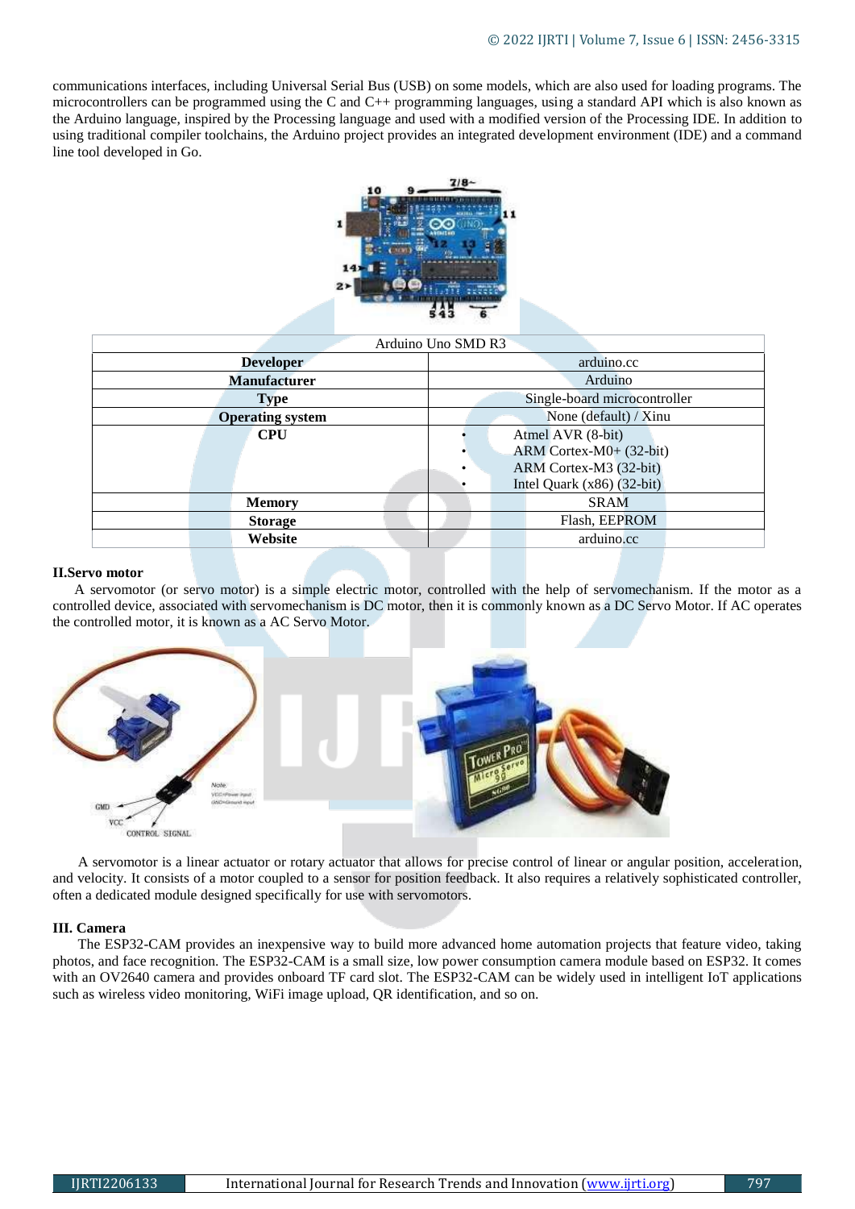communications interfaces, including Universal Serial Bus (USB) on some models, which are also used for loading programs. The microcontrollers can be programmed using the C and C++ programming languages, using a standard API which is also known as the Arduino language, inspired by the Processing language and used with a modified version of the Processing IDE. In addition to using traditional compiler toolchains, the Arduino project provides an integrated development environment (IDE) and a command line tool developed in Go.

| Arduino Uno SMD R3 | |
|---|---|
| **Developer** | arduino.cc |
| **Manufacturer** | Arduino |
| **Type** | Single-board microcontroller |
| **Operating system** | None (default) / Xinu |
| **CPU** | • Atmel AVR (8-bit)<br>• ARM Cortex-M0+ (32-bit)<br>• ARM Cortex-M3 (32-bit)<br>• Intel Quark (x86) (32-bit) |
| **Memory** | SRAM |
| **Storage** | Flash, EEPROM |
| **Website** | arduino.cc |

**II.Servo motor**

A servomotor (or servo motor) is a simple electric motor, controlled with the help of servomechanism. If the motor as a controlled device, associated with servomechanism is DC motor, then it is commonly known as a DC Servo Motor. If AC operates the controlled motor, it is known as a AC Servo Motor.

A servomotor is a linear actuator or rotary actuator that allows for precise control of linear or angular position, acceleration, and velocity. It consists of a motor coupled to a sensor for position feedback. It also requires a relatively sophisticated controller, often a dedicated module designed specifically for use with servomotors.

**III. Camera**

The ESP32-CAM provides an inexpensive way to build more advanced home automation projects that feature video, taking photos, and face recognition. The ESP32-CAM is a small size, low power consumption camera module based on ESP32. It comes with an OV2640 camera and provides onboard TF card slot. The ESP32-CAM can be widely used in intelligent IoT applications such as wireless video monitoring, WiFi image upload, QR identification, and so on.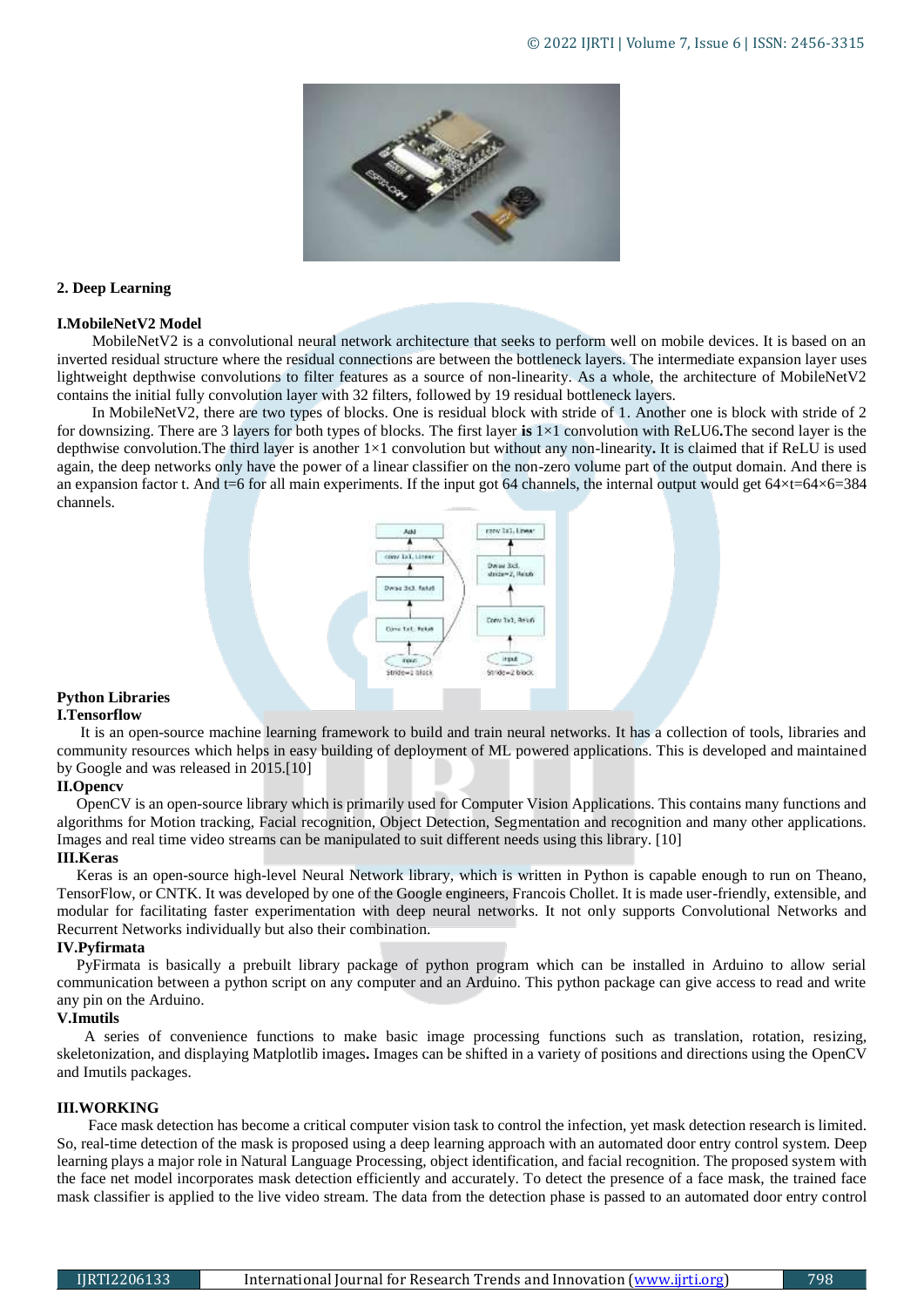## 2. Deep Learning

### I.MobileNetV2 Model

MobileNetV2 is a convolutional neural network architecture that seeks to perform well on mobile devices. It is based on an inverted residual structure where the residual connections are between the bottleneck layers. The intermediate expansion layer uses lightweight depthwise convolutions to filter features as a source of non-linearity. As a whole, the architecture of MobileNetV2 contains the initial fully convolution layer with 32 filters, followed by 19 residual bottleneck layers.

In MobileNetV2, there are two types of blocks. One is residual block with stride of 1. Another one is block with stride of 2 for downsizing. There are 3 layers for both types of blocks. The first layer **is** 1×1 convolution with ReLU6**.**The second layer is the depthwise convolution.The third layer is another 1×1 convolution but without any non-linearity**.** It is claimed that if ReLU is used again, the deep networks only have the power of a linear classifier on the non-zero volume part of the output domain. And there is an expansion factor t. And t=6 for all main experiments. If the input got 64 channels, the internal output would get 64×t=64×6=384 channels.

### Python Libraries

### I.Tensorflow

It is an open-source machine learning framework to build and train neural networks. It has a collection of tools, libraries and community resources which helps in easy building of deployment of ML powered applications. This is developed and maintained by Google and was released in 2015.[10]

### II.Opencv

OpenCV is an open-source library which is primarily used for Computer Vision Applications. This contains many functions and algorithms for Motion tracking, Facial recognition, Object Detection, Segmentation and recognition and many other applications. Images and real time video streams can be manipulated to suit different needs using this library. [10]

### III.Keras

Keras is an open-source high-level Neural Network library, which is written in Python is capable enough to run on Theano, TensorFlow, or CNTK. It was developed by one of the Google engineers, Francois Chollet. It is made user-friendly, extensible, and modular for facilitating faster experimentation with deep neural networks. It not only supports Convolutional Networks and Recurrent Networks individually but also their combination.

### IV.Pyfirmata

PyFirmata is basically a prebuilt library package of python program which can be installed in Arduino to allow serial communication between a python script on any computer and an Arduino. This python package can give access to read and write any pin on the Arduino.

### V.Imutils

A series of convenience functions to make basic image processing functions such as translation, rotation, resizing, skeletonization, and displaying Matplotlib images**.** Images can be shifted in a variety of positions and directions using the OpenCV and Imutils packages.

## III.WORKING

Face mask detection has become a critical computer vision task to control the infection, yet mask detection research is limited. So, real-time detection of the mask is proposed using a deep learning approach with an automated door entry control system. Deep learning plays a major role in Natural Language Processing, object identification, and facial recognition. The proposed system with the face net model incorporates mask detection efficiently and accurately. To detect the presence of a face mask, the trained face mask classifier is applied to the live video stream. The data from the detection phase is passed to an automated door entry control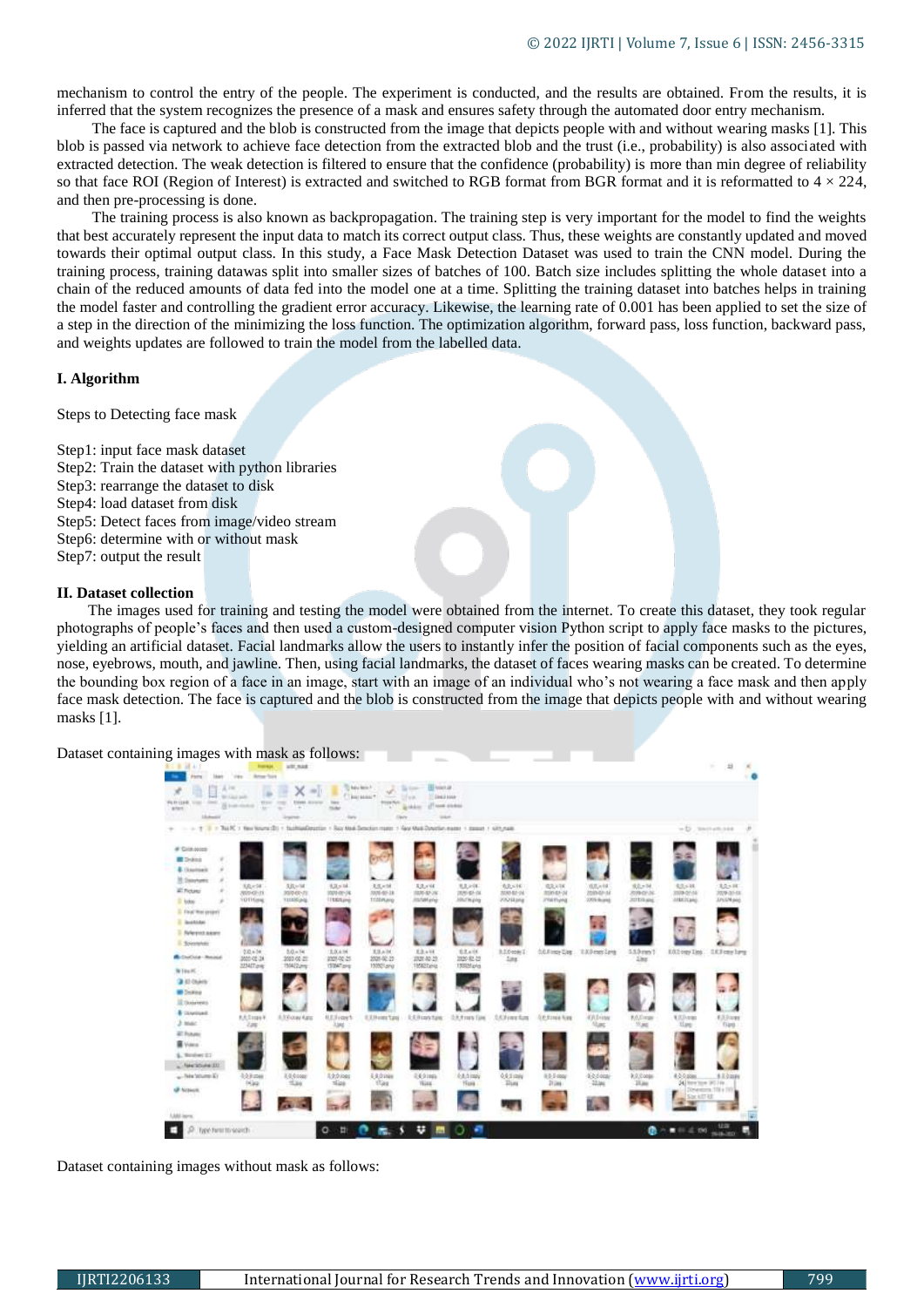mechanism to control the entry of the people. The experiment is conducted, and the results are obtained. From the results, it is inferred that the system recognizes the presence of a mask and ensures safety through the automated door entry mechanism.

The face is captured and the blob is constructed from the image that depicts people with and without wearing masks [1]. This blob is passed via network to achieve face detection from the extracted blob and the trust (i.e., probability) is also associated with extracted detection. The weak detection is filtered to ensure that the confidence (probability) is more than min degree of reliability so that face ROI (Region of Interest) is extracted and switched to RGB format from BGR format and it is reformatted to 4 × 224, and then pre-processing is done.

The training process is also known as backpropagation. The training step is very important for the model to find the weights that best accurately represent the input data to match its correct output class. Thus, these weights are constantly updated and moved towards their optimal output class. In this study, a Face Mask Detection Dataset was used to train the CNN model. During the training process, training datawas split into smaller sizes of batches of 100. Batch size includes splitting the whole dataset into a chain of the reduced amounts of data fed into the model one at a time. Splitting the training dataset into batches helps in training the model faster and controlling the gradient error accuracy. Likewise, the learning rate of 0.001 has been applied to set the size of a step in the direction of the minimizing the loss function. The optimization algorithm, forward pass, loss function, backward pass, and weights updates are followed to train the model from the labelled data.

### I. Algorithm

Steps to Detecting face mask

Step1: input face mask dataset
Step2: Train the dataset with python libraries
Step3: rearrange the dataset to disk
Step4: load dataset from disk
Step5: Detect faces from image/video stream
Step6: determine with or without mask
Step7: output the result

### II. Dataset collection

The images used for training and testing the model were obtained from the internet. To create this dataset, they took regular photographs of people's faces and then used a custom-designed computer vision Python script to apply face masks to the pictures, yielding an artificial dataset. Facial landmarks allow the users to instantly infer the position of facial components such as the eyes, nose, eyebrows, mouth, and jawline. Then, using facial landmarks, the dataset of faces wearing masks can be created. To determine the bounding box region of a face in an image, start with an image of an individual who's not wearing a face mask and then apply face mask detection. The face is captured and the blob is constructed from the image that depicts people with and without wearing masks [1].

Dataset containing images with mask as follows:

Dataset containing images without mask as follows: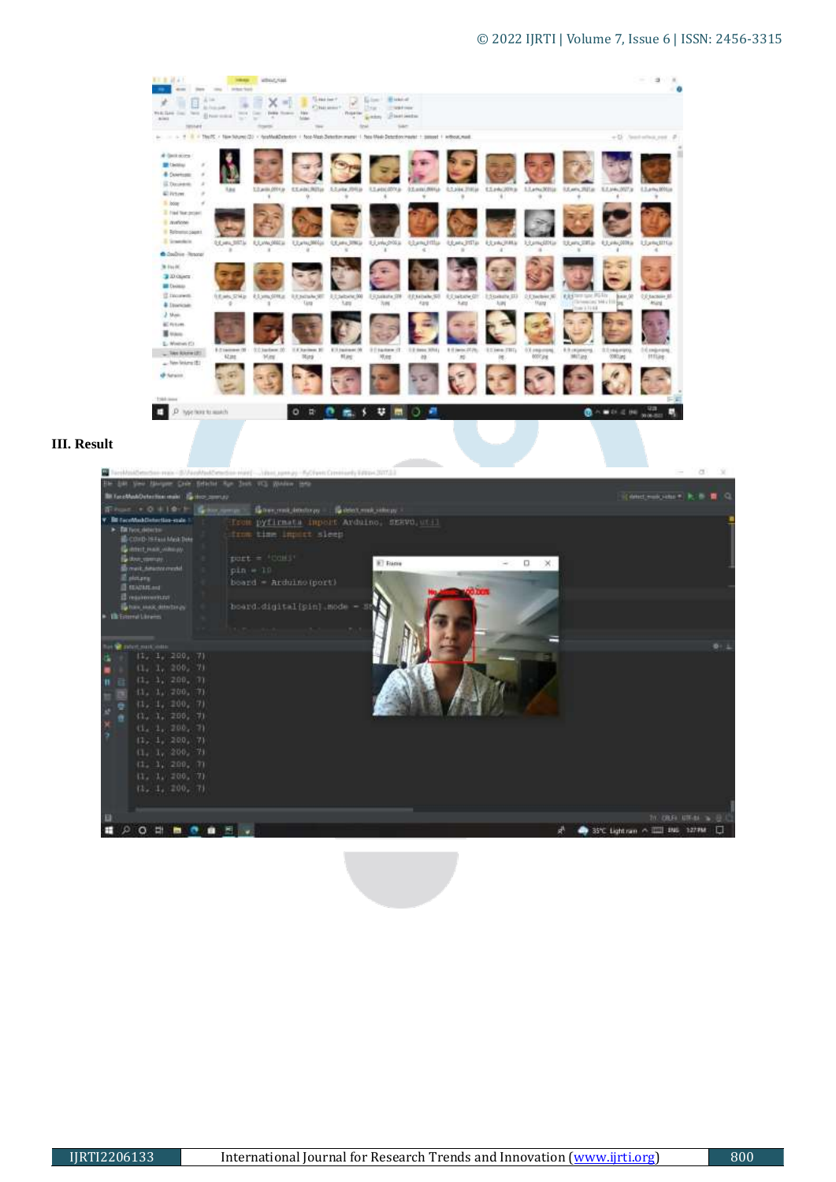## III. Result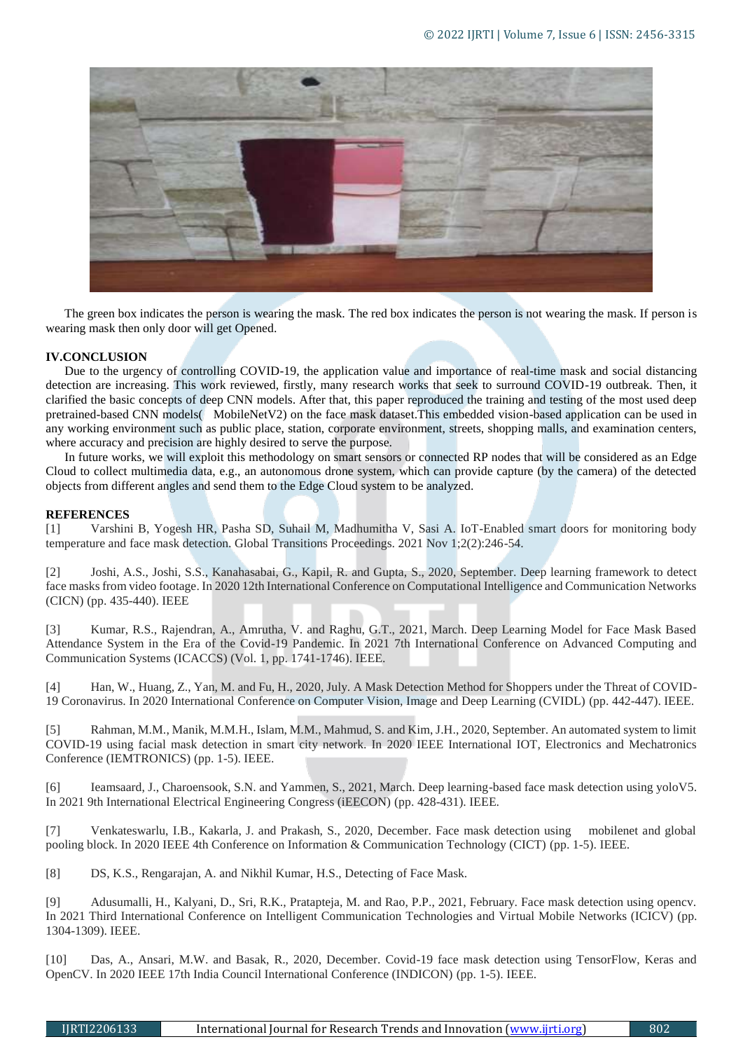The green box indicates the person is wearing the mask. The red box indicates the person is not wearing the mask. If person is wearing mask then only door will get Opened.

## IV.CONCLUSION

Due to the urgency of controlling COVID-19, the application value and importance of real-time mask and social distancing detection are increasing. This work reviewed, firstly, many research works that seek to surround COVID-19 outbreak. Then, it clarified the basic concepts of deep CNN models. After that, this paper reproduced the training and testing of the most used deep pretrained-based CNN models( MobileNetV2) on the face mask dataset.This embedded vision-based application can be used in any working environment such as public place, station, corporate environment, streets, shopping malls, and examination centers, where accuracy and precision are highly desired to serve the purpose.

In future works, we will exploit this methodology on smart sensors or connected RP nodes that will be considered as an Edge Cloud to collect multimedia data, e.g., an autonomous drone system, which can provide capture (by the camera) of the detected objects from different angles and send them to the Edge Cloud system to be analyzed.

## REFERENCES

[1] Varshini B, Yogesh HR, Pasha SD, Suhail M, Madhumitha V, Sasi A. IoT-Enabled smart doors for monitoring body temperature and face mask detection. Global Transitions Proceedings. 2021 Nov 1;2(2):246-54.

[2] Joshi, A.S., Joshi, S.S., Kanahasabai, G., Kapil, R. and Gupta, S., 2020, September. Deep learning framework to detect face masks from video footage. In 2020 12th International Conference on Computational Intelligence and Communication Networks (CICN) (pp. 435-440). IEEE

[3] Kumar, R.S., Rajendran, A., Amrutha, V. and Raghu, G.T., 2021, March. Deep Learning Model for Face Mask Based Attendance System in the Era of the Covid-19 Pandemic. In 2021 7th International Conference on Advanced Computing and Communication Systems (ICACCS) (Vol. 1, pp. 1741-1746). IEEE.

[4] Han, W., Huang, Z., Yan, M. and Fu, H., 2020, July. A Mask Detection Method for Shoppers under the Threat of COVID-19 Coronavirus. In 2020 International Conference on Computer Vision, Image and Deep Learning (CVIDL) (pp. 442-447). IEEE.

[5] Rahman, M.M., Manik, M.M.H., Islam, M.M., Mahmud, S. and Kim, J.H., 2020, September. An automated system to limit COVID-19 using facial mask detection in smart city network. In 2020 IEEE International IOT, Electronics and Mechatronics Conference (IEMTRONICS) (pp. 1-5). IEEE.

[6] Ieamsaard, J., Charoensook, S.N. and Yammen, S., 2021, March. Deep learning-based face mask detection using yoloV5. In 2021 9th International Electrical Engineering Congress (iEECON) (pp. 428-431). IEEE.

[7] Venkateswarlu, I.B., Kakarla, J. and Prakash, S., 2020, December. Face mask detection using mobilenet and global pooling block. In 2020 IEEE 4th Conference on Information & Communication Technology (CICT) (pp. 1-5). IEEE.

[8] DS, K.S., Rengarajan, A. and Nikhil Kumar, H.S., Detecting of Face Mask.

[9] Adusumalli, H., Kalyani, D., Sri, R.K., Pratapteja, M. and Rao, P.P., 2021, February. Face mask detection using opencv. In 2021 Third International Conference on Intelligent Communication Technologies and Virtual Mobile Networks (ICICV) (pp. 1304-1309). IEEE.

[10] Das, A., Ansari, M.W. and Basak, R., 2020, December. Covid-19 face mask detection using TensorFlow, Keras and OpenCV. In 2020 IEEE 17th India Council International Conference (INDICON) (pp. 1-5). IEEE.